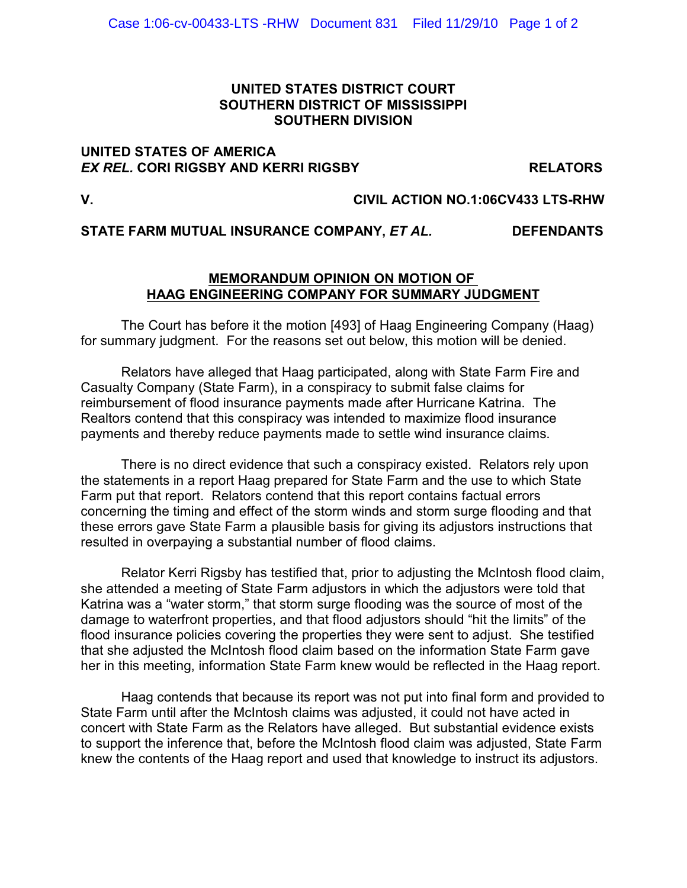**UNITED STATES DISTRICT COURT**
**SOUTHERN DISTRICT OF MISSISSIPPI**
**SOUTHERN DIVISION**

**UNITED STATES OF AMERICA**
***EX REL.* CORI RIGSBY AND KERRI RIGSBY** **RELATORS**

**V.** **CIVIL ACTION NO.1:06CV433 LTS-RHW**

**STATE FARM MUTUAL INSURANCE COMPANY, *ET AL.*** **DEFENDANTS**

## MEMORANDUM OPINION ON MOTION OF HAAG ENGINEERING COMPANY FOR SUMMARY JUDGMENT

The Court has before it the motion [493] of Haag Engineering Company (Haag) for summary judgment. For the reasons set out below, this motion will be denied.

Relators have alleged that Haag participated, along with State Farm Fire and Casualty Company (State Farm), in a conspiracy to submit false claims for reimbursement of flood insurance payments made after Hurricane Katrina. The Realtors contend that this conspiracy was intended to maximize flood insurance payments and thereby reduce payments made to settle wind insurance claims.

There is no direct evidence that such a conspiracy existed. Relators rely upon the statements in a report Haag prepared for State Farm and the use to which State Farm put that report. Relators contend that this report contains factual errors concerning the timing and effect of the storm winds and storm surge flooding and that these errors gave State Farm a plausible basis for giving its adjustors instructions that resulted in overpaying a substantial number of flood claims.

Relator Kerri Rigsby has testified that, prior to adjusting the McIntosh flood claim, she attended a meeting of State Farm adjustors in which the adjustors were told that Katrina was a "water storm," that storm surge flooding was the source of most of the damage to waterfront properties, and that flood adjustors should "hit the limits" of the flood insurance policies covering the properties they were sent to adjust. She testified that she adjusted the McIntosh flood claim based on the information State Farm gave her in this meeting, information State Farm knew would be reflected in the Haag report.

Haag contends that because its report was not put into final form and provided to State Farm until after the McIntosh claims was adjusted, it could not have acted in concert with State Farm as the Relators have alleged. But substantial evidence exists to support the inference that, before the McIntosh flood claim was adjusted, State Farm knew the contents of the Haag report and used that knowledge to instruct its adjustors.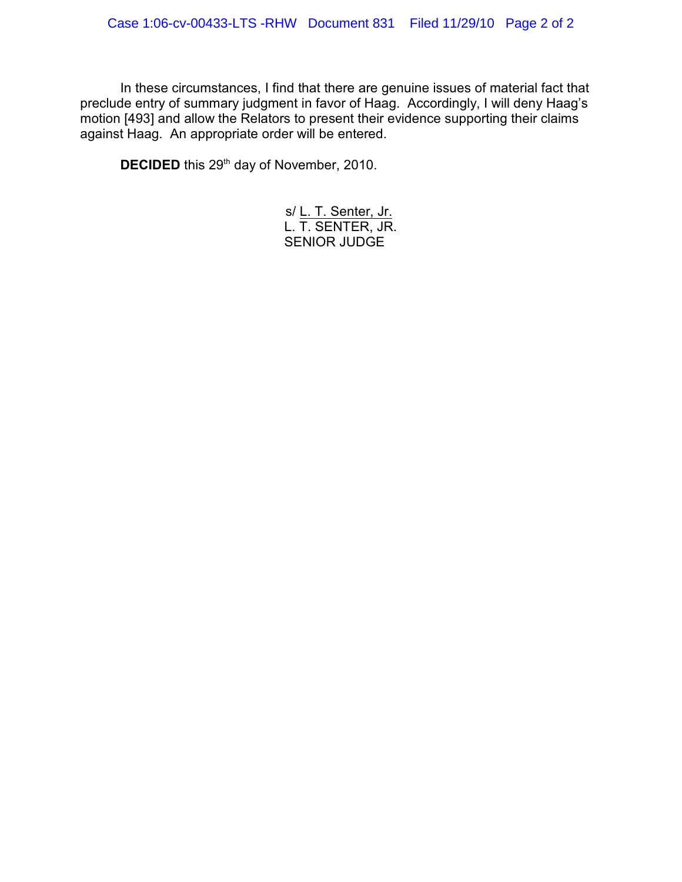In these circumstances, I find that there are genuine issues of material fact that preclude entry of summary judgment in favor of Haag. Accordingly, I will deny Haag's motion [493] and allow the Relators to present their evidence supporting their claims against Haag. An appropriate order will be entered.

**DECIDED** this 29th day of November, 2010.

s/ L. T. Senter, Jr.
L. T. SENTER, JR.
SENIOR JUDGE